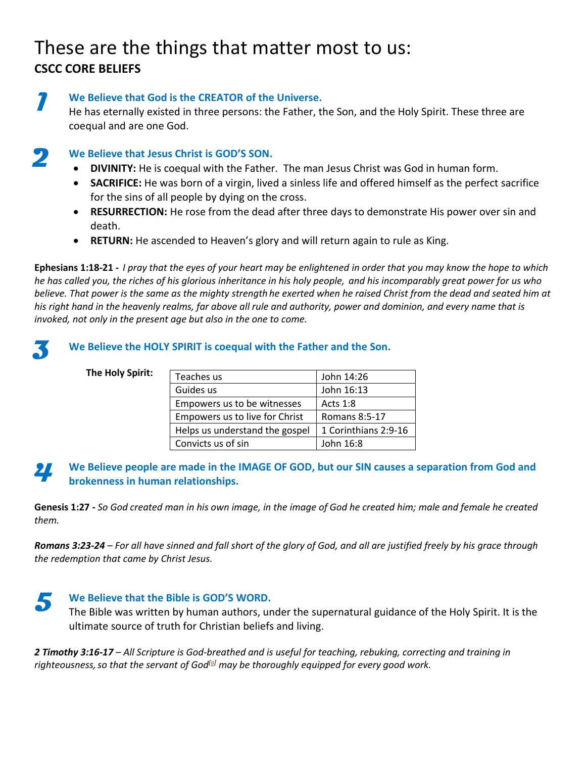# These are the things that matter most to us:

**CSCC CORE BELIEFS**

## 1 We Believe that God is the CREATOR of the Universe.

He has eternally existed in three persons: the Father, the Son, and the Holy Spirit. These three are coequal and are one God.

## 2 We Believe that Jesus Christ is GOD'S SON.

- **DIVINITY:** He is coequal with the Father. The man Jesus Christ was God in human form.
- **SACRIFICE:** He was born of a virgin, lived a sinless life and offered himself as the perfect sacrifice for the sins of all people by dying on the cross.
- **RESURRECTION:** He rose from the dead after three days to demonstrate His power over sin and death.
- **RETURN:** He ascended to Heaven's glory and will return again to rule as King.

**Ephesians 1:18-21 -** *I pray that the eyes of your heart may be enlightened in order that you may know the hope to which he has called you, the riches of his glorious inheritance in his holy people, and his incomparably great power for us who believe. That power is the same as the mighty strength he exerted when he raised Christ from the dead and seated him at his right hand in the heavenly realms, far above all rule and authority, power and dominion, and every name that is invoked, not only in the present age but also in the one to come.*

## 3 We Believe the HOLY SPIRIT is coequal with the Father and the Son.

**The Holy Spirit:**

| | |
|---|---|
| Teaches us | John 14:26 |
| Guides us | John 16:13 |
| Empowers us to be witnesses | Acts 1:8 |
| Empowers us to live for Christ | Romans 8:5-17 |
| Helps us understand the gospel | 1 Corinthians 2:9-16 |
| Convicts us of sin | John 16:8 |

## 4 We Believe people are made in the IMAGE OF GOD, but our SIN causes a separation from God and brokenness in human relationships.

**Genesis 1:27 -** *So God created man in his own image, in the image of God he created him; male and female he created them.*

***Romans 3:23-24*** *– For all have sinned and fall short of the glory of God, and all are justified freely by his grace through the redemption that came by Christ Jesus.*

## 5 We Believe that the Bible is GOD'S WORD.

The Bible was written by human authors, under the supernatural guidance of the Holy Spirit. It is the ultimate source of truth for Christian beliefs and living.

***2 Timothy 3:16-17*** *– All Scripture is God-breathed and is useful for teaching, rebuking, correcting and training in righteousness, so that the servant of God*[a] *may be thoroughly equipped for every good work.*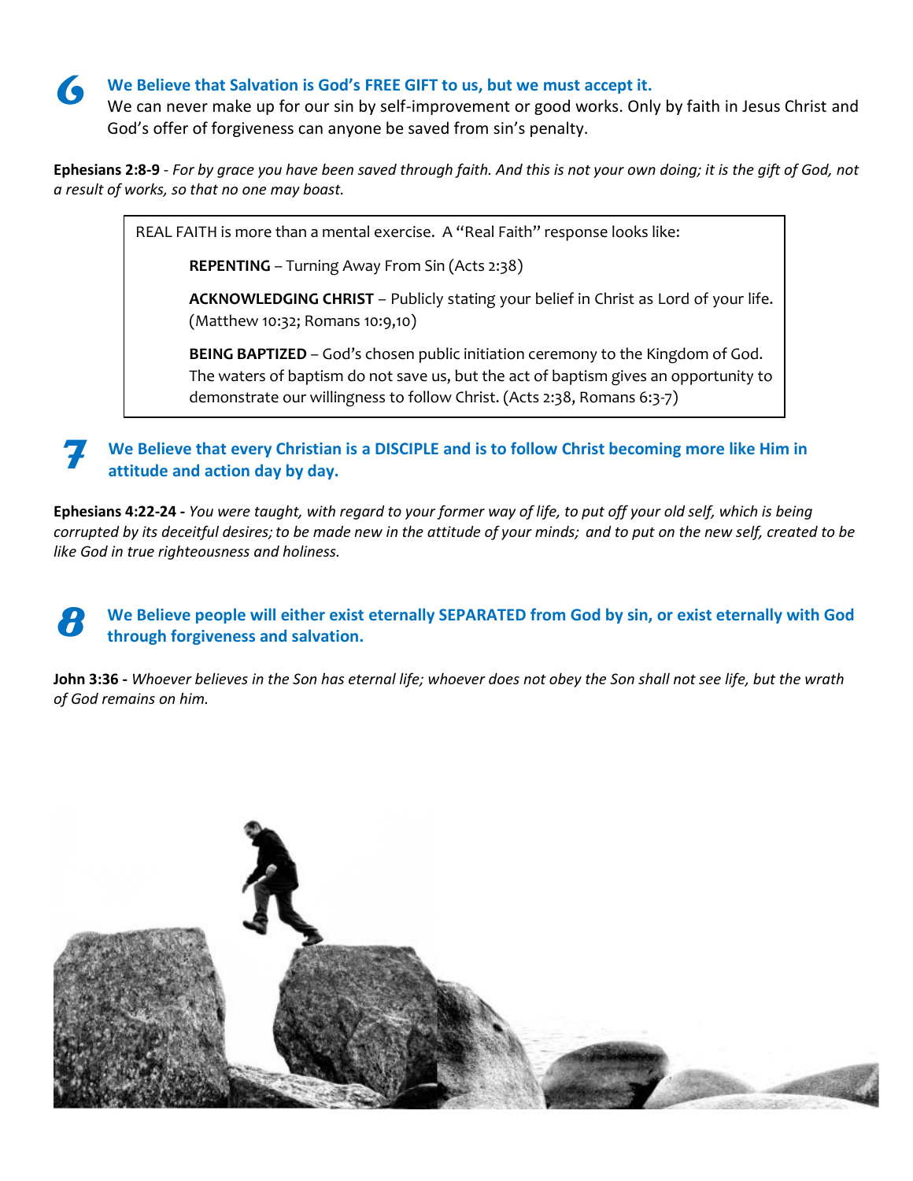## 6 We Believe that Salvation is God's FREE GIFT to us, but we must accept it.

We can never make up for our sin by self-improvement or good works. Only by faith in Jesus Christ and God's offer of forgiveness can anyone be saved from sin's penalty.

**Ephesians 2:8-9** - *For by grace you have been saved through faith. And this is not your own doing; it is the gift of God, not a result of works, so that no one may boast.*

> REAL FAITH is more than a mental exercise. A "Real Faith" response looks like:
>
> **REPENTING** – Turning Away From Sin (Acts 2:38)
>
> **ACKNOWLEDGING CHRIST** – Publicly stating your belief in Christ as Lord of your life. (Matthew 10:32; Romans 10:9,10)
>
> **BEING BAPTIZED** – God's chosen public initiation ceremony to the Kingdom of God. The waters of baptism do not save us, but the act of baptism gives an opportunity to demonstrate our willingness to follow Christ. (Acts 2:38, Romans 6:3-7)

## 7 We Believe that every Christian is a DISCIPLE and is to follow Christ becoming more like Him in attitude and action day by day.

**Ephesians 4:22-24 -** *You were taught, with regard to your former way of life, to put off your old self, which is being corrupted by its deceitful desires; to be made new in the attitude of your minds; and to put on the new self, created to be like God in true righteousness and holiness.*

## 8 We Believe people will either exist eternally SEPARATED from God by sin, or exist eternally with God through forgiveness and salvation.

**John 3:36 -** *Whoever believes in the Son has eternal life; whoever does not obey the Son shall not see life, but the wrath of God remains on him.*